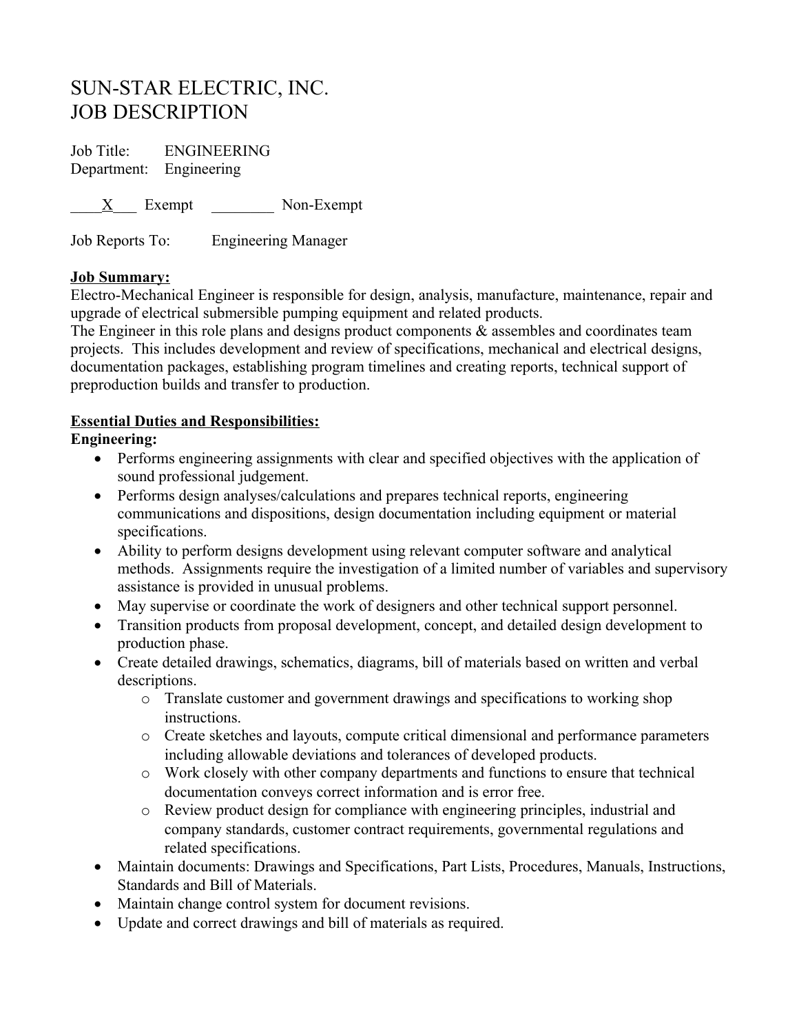# SUN-STAR ELECTRIC, INC.
# JOB DESCRIPTION

Job Title: ENGINEERING
Department: Engineering

\_\_\_\_X\_\_\_ Exempt \_\_\_\_\_\_\_\_ Non-Exempt

Job Reports To: Engineering Manager

**Job Summary:**

Electro-Mechanical Engineer is responsible for design, analysis, manufacture, maintenance, repair and upgrade of electrical submersible pumping equipment and related products.
The Engineer in this role plans and designs product components & assembles and coordinates team projects. This includes development and review of specifications, mechanical and electrical designs, documentation packages, establishing program timelines and creating reports, technical support of preproduction builds and transfer to production.

**Essential Duties and Responsibilities:**

**Engineering:**

- Performs engineering assignments with clear and specified objectives with the application of sound professional judgement.
- Performs design analyses/calculations and prepares technical reports, engineering communications and dispositions, design documentation including equipment or material specifications.
- Ability to perform designs development using relevant computer software and analytical methods. Assignments require the investigation of a limited number of variables and supervisory assistance is provided in unusual problems.
- May supervise or coordinate the work of designers and other technical support personnel.
- Transition products from proposal development, concept, and detailed design development to production phase.
- Create detailed drawings, schematics, diagrams, bill of materials based on written and verbal descriptions.
  - Translate customer and government drawings and specifications to working shop instructions.
  - Create sketches and layouts, compute critical dimensional and performance parameters including allowable deviations and tolerances of developed products.
  - Work closely with other company departments and functions to ensure that technical documentation conveys correct information and is error free.
  - Review product design for compliance with engineering principles, industrial and company standards, customer contract requirements, governmental regulations and related specifications.
- Maintain documents: Drawings and Specifications, Part Lists, Procedures, Manuals, Instructions, Standards and Bill of Materials.
- Maintain change control system for document revisions.
- Update and correct drawings and bill of materials as required.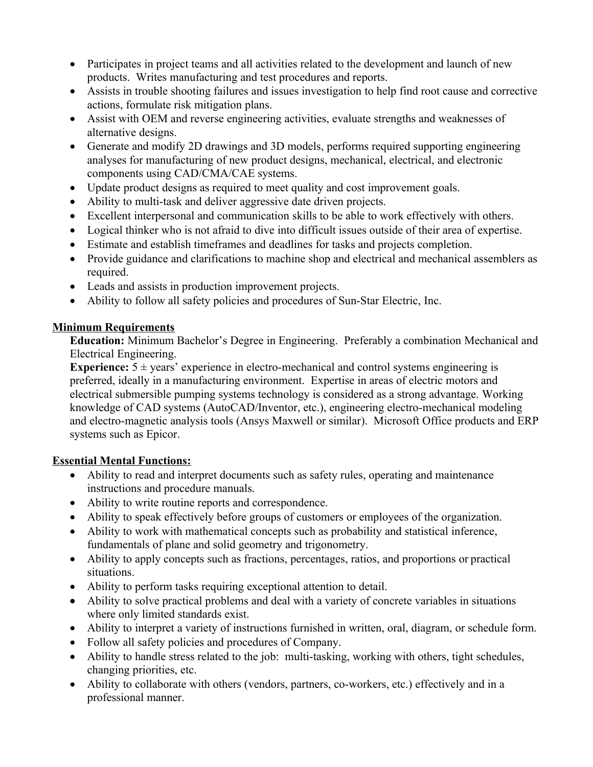- Participates in project teams and all activities related to the development and launch of new products. Writes manufacturing and test procedures and reports.
- Assists in trouble shooting failures and issues investigation to help find root cause and corrective actions, formulate risk mitigation plans.
- Assist with OEM and reverse engineering activities, evaluate strengths and weaknesses of alternative designs.
- Generate and modify 2D drawings and 3D models, performs required supporting engineering analyses for manufacturing of new product designs, mechanical, electrical, and electronic components using CAD/CMA/CAE systems.
- Update product designs as required to meet quality and cost improvement goals.
- Ability to multi-task and deliver aggressive date driven projects.
- Excellent interpersonal and communication skills to be able to work effectively with others.
- Logical thinker who is not afraid to dive into difficult issues outside of their area of expertise.
- Estimate and establish timeframes and deadlines for tasks and projects completion.
- Provide guidance and clarifications to machine shop and electrical and mechanical assemblers as required.
- Leads and assists in production improvement projects.
- Ability to follow all safety policies and procedures of Sun-Star Electric, Inc.

**Minimum Requirements**

**Education:** Minimum Bachelor's Degree in Engineering. Preferably a combination Mechanical and Electrical Engineering.

**Experience:** 5 ± years' experience in electro-mechanical and control systems engineering is preferred, ideally in a manufacturing environment. Expertise in areas of electric motors and electrical submersible pumping systems technology is considered as a strong advantage. Working knowledge of CAD systems (AutoCAD/Inventor, etc.), engineering electro-mechanical modeling and electro-magnetic analysis tools (Ansys Maxwell or similar). Microsoft Office products and ERP systems such as Epicor.

**Essential Mental Functions:**

- Ability to read and interpret documents such as safety rules, operating and maintenance instructions and procedure manuals.
- Ability to write routine reports and correspondence.
- Ability to speak effectively before groups of customers or employees of the organization.
- Ability to work with mathematical concepts such as probability and statistical inference, fundamentals of plane and solid geometry and trigonometry.
- Ability to apply concepts such as fractions, percentages, ratios, and proportions or practical situations.
- Ability to perform tasks requiring exceptional attention to detail.
- Ability to solve practical problems and deal with a variety of concrete variables in situations where only limited standards exist.
- Ability to interpret a variety of instructions furnished in written, oral, diagram, or schedule form.
- Follow all safety policies and procedures of Company.
- Ability to handle stress related to the job: multi-tasking, working with others, tight schedules, changing priorities, etc.
- Ability to collaborate with others (vendors, partners, co-workers, etc.) effectively and in a professional manner.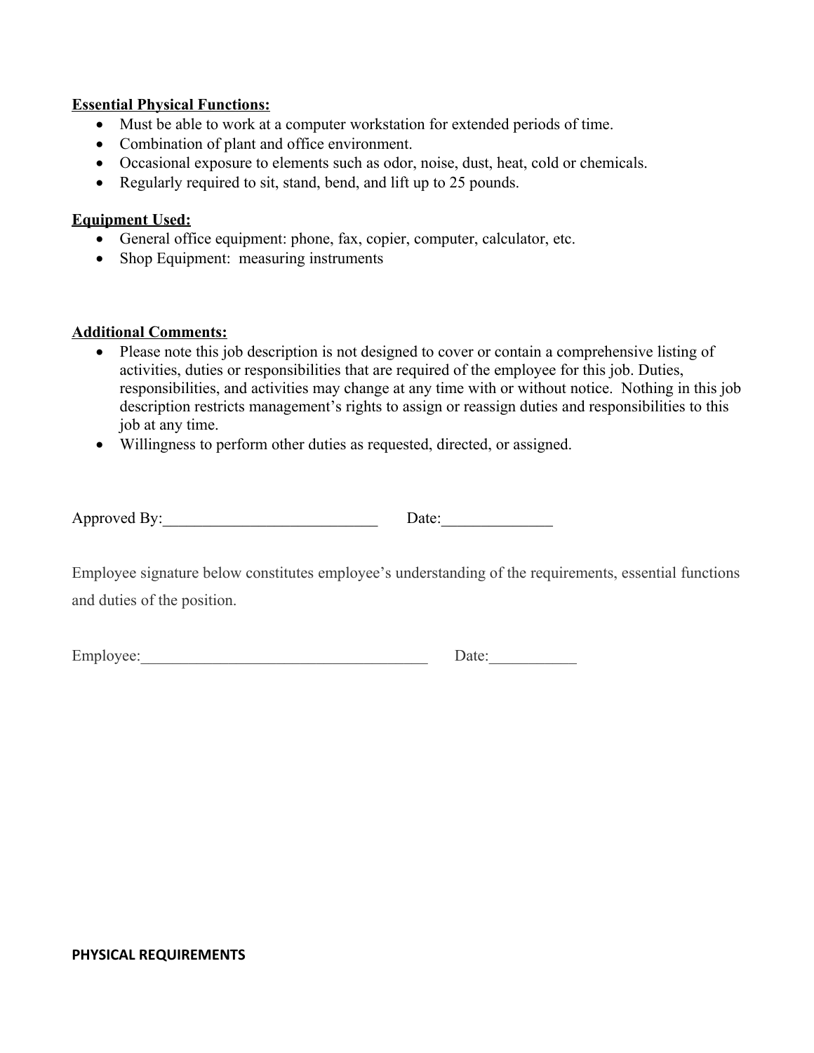**Essential Physical Functions:**

- Must be able to work at a computer workstation for extended periods of time.
- Combination of plant and office environment.
- Occasional exposure to elements such as odor, noise, dust, heat, cold or chemicals.
- Regularly required to sit, stand, bend, and lift up to 25 pounds.

**Equipment Used:**

- General office equipment: phone, fax, copier, computer, calculator, etc.
- Shop Equipment: measuring instruments

**Additional Comments:**

- Please note this job description is not designed to cover or contain a comprehensive listing of activities, duties or responsibilities that are required of the employee for this job. Duties, responsibilities, and activities may change at any time with or without notice. Nothing in this job description restricts management's rights to assign or reassign duties and responsibilities to this job at any time.
- Willingness to perform other duties as requested, directed, or assigned.

Approved By:___________________________ Date:______________

Employee signature below constitutes employee's understanding of the requirements, essential functions and duties of the position.

Employee:_____________________________________ Date:___________

**PHYSICAL REQUIREMENTS**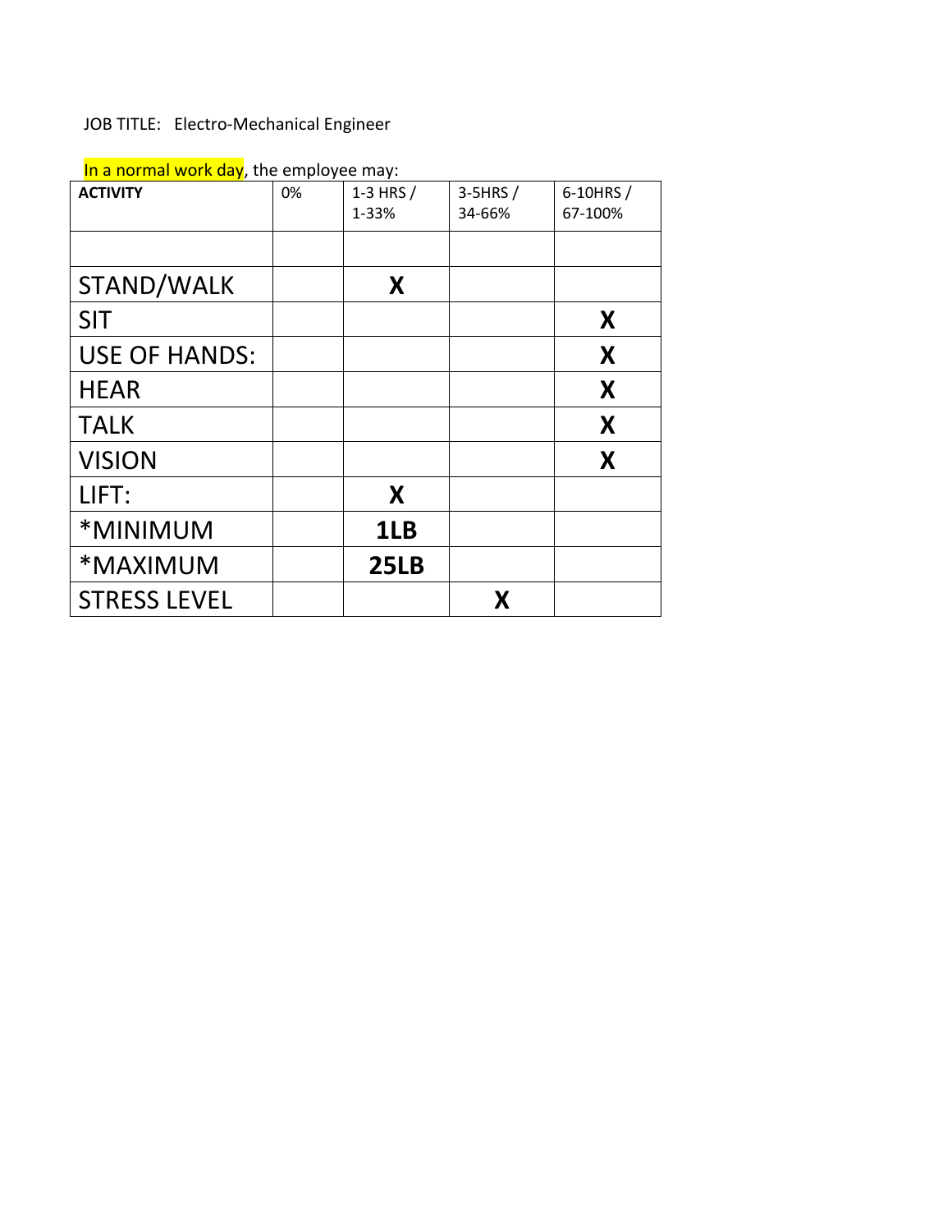JOB TITLE: Electro-Mechanical Engineer

In a normal work day, the employee may:

| ACTIVITY | 0% | 1-3 HRS / 1-33% | 3-5HRS / 34-66% | 6-10HRS / 67-100% |
|---|---|---|---|---|
| | | | | |
| STAND/WALK | | X | | |
| SIT | | | | X |
| USE OF HANDS: | | | | X |
| HEAR | | | | X |
| TALK | | | | X |
| VISION | | | | X |
| LIFT: | | X | | |
| *MINIMUM | | 1LB | | |
| *MAXIMUM | | 25LB | | |
| STRESS LEVEL | | | X | |